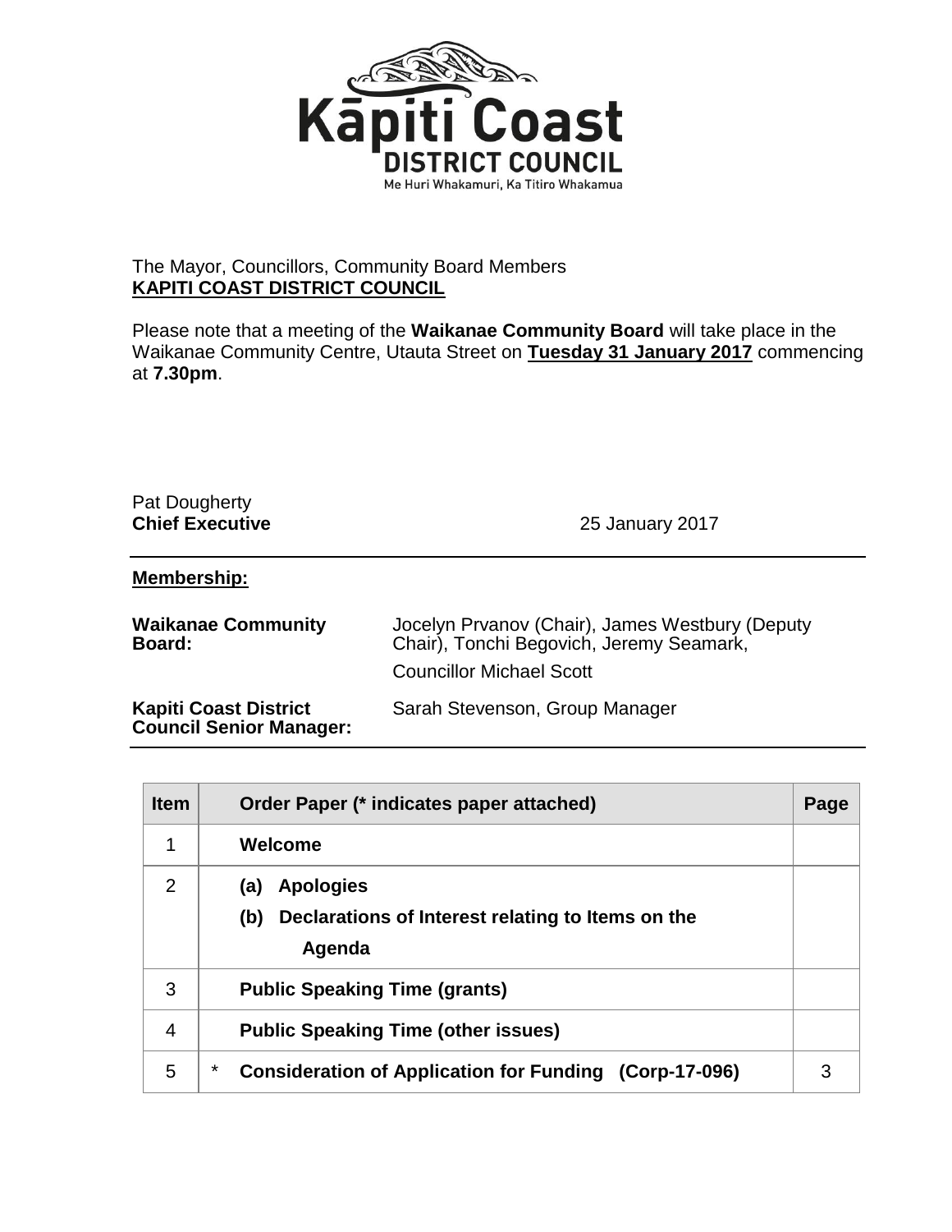The Mayor, Councillors, Community Board Members
**KAPITI COAST DISTRICT COUNCIL**

Please note that a meeting of the **Waikanae Community Board** will take place in the Waikanae Community Centre, Utauta Street on **Tuesday 31 January 2017** commencing at **7.30pm**.

Pat Dougherty
**Chief Executive** 25 January 2017

**Membership:**

**Waikanae Community Board:** Jocelyn Prvanov (Chair), James Westbury (Deputy Chair), Tonchi Begovich, Jeremy Seamark,

Councillor Michael Scott

**Kapiti Coast District Council Senior Manager:** Sarah Stevenson, Group Manager

| Item | Order Paper (* indicates paper attached) | Page |
| --- | --- | --- |
| 1 | **Welcome** | |
| 2 | **(a) Apologies**<br>**(b) Declarations of Interest relating to Items on the Agenda** | |
| 3 | **Public Speaking Time (grants)** | |
| 4 | **Public Speaking Time (other issues)** | |
| 5 | * **Consideration of Application for Funding (Corp-17-096)** | 3 |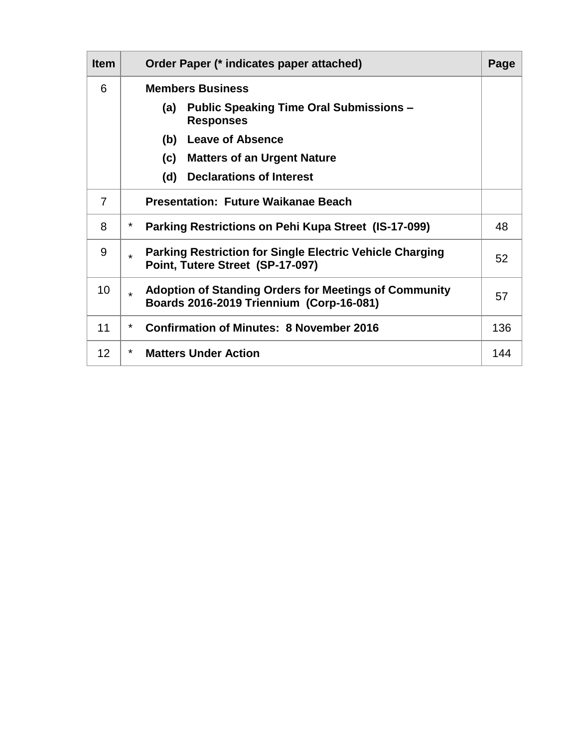| Item | | Order Paper (* indicates paper attached) | Page |
|---|---|---|---|
| 6 | | **Members Business**<br>**(a) Public Speaking Time Oral Submissions – Responses**<br>**(b) Leave of Absence**<br>**(c) Matters of an Urgent Nature**<br>**(d) Declarations of Interest** | |
| 7 | | **Presentation: Future Waikanae Beach** | |
| 8 | * | **Parking Restrictions on Pehi Kupa Street (IS-17-099)** | 48 |
| 9 | * | **Parking Restriction for Single Electric Vehicle Charging Point, Tutere Street (SP-17-097)** | 52 |
| 10 | * | **Adoption of Standing Orders for Meetings of Community Boards 2016-2019 Triennium (Corp-16-081)** | 57 |
| 11 | * | **Confirmation of Minutes: 8 November 2016** | 136 |
| 12 | * | **Matters Under Action** | 144 |